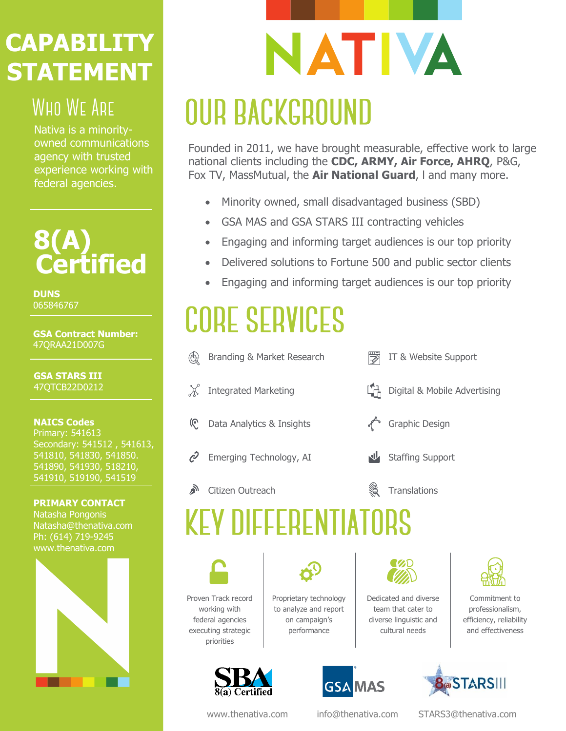# CAPABILITY STATEMENT

## Who We Are

Nativa is a minority-owned communications agency with trusted experience working with federal agencies.

## 8(A) Certified

**DUNS**
065846767

**GSA Contract Number:**
47QRAA21D007G

**GSA STARS III**
47QTCB22D0212

**NAICS Codes**
Primary: 541613
Secondary: 541512 , 541613, 541810, 541830, 541850. 541890, 541930, 518210, 541910, 519190, 541519

**PRIMARY CONTACT**
Natasha Pongonis
Natasha@thenativa.com
Ph: (614) 719-9245
www.thenativa.com

# NATIVA

## OUR BACKGROUND

Founded in 2011, we have brought measurable, effective work to large national clients including the **CDC, ARMY, Air Force, AHRQ**, P&G, Fox TV, MassMutual, the **Air National Guard**, l and many more.

- Minority owned, small disadvantaged business (SBD)
- GSA MAS and GSA STARS III contracting vehicles
- Engaging and informing target audiences is our top priority
- Delivered solutions to Fortune 500 and public sector clients
- Engaging and informing target audiences is our top priority

## CORE SERVICES

- Branding & Market Research
- IT & Website Support
- Integrated Marketing
- Digital & Mobile Advertising
- Data Analytics & Insights
- Graphic Design
- Emerging Technology, AI
- Staffing Support
- Citizen Outreach
- Translations

## KEY DIFFERENTIATORS

- Proven Track record working with federal agencies executing strategic priorities
- Proprietary technology to analyze and report on campaign's performance
- Dedicated and diverse team that cater to diverse linguistic and cultural needs
- Commitment to professionalism, efficiency, reliability and effectiveness

SBA 8(a) Certified | GSA MAS | 8(a) STARS III

www.thenativa.com | info@thenativa.com | STARS3@thenativa.com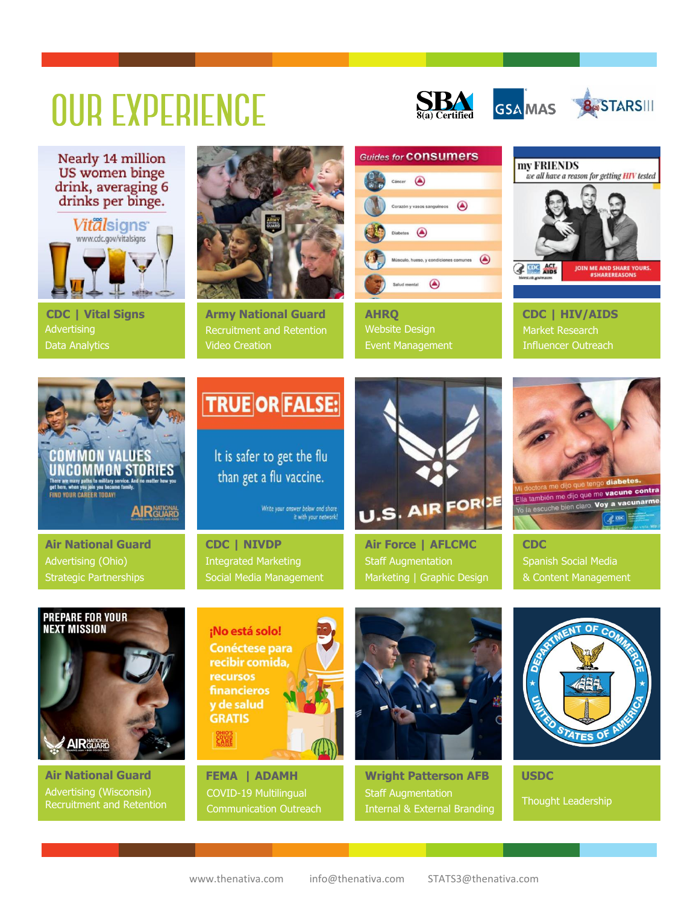# OUR EXPERIENCE

SBA 8(a) Certified | GSA MAS | 8(a) STARS III

**CDC | Vital Signs**
Advertising
Data Analytics

**Army National Guard**
Recruitment and Retention
Video Creation

**AHRQ**
Website Design
Event Management

**CDC | HIV/AIDS**
Market Research
Influencer Outreach

**Air National Guard**
Advertising (Ohio)
Strategic Partnerships

**CDC | NIVDP**
Integrated Marketing
Social Media Management

**Air Force | AFLCMC**
Staff Augmentation
Marketing | Graphic Design

**CDC**
Spanish Social Media
& Content Management

**Air National Guard**
Advertising (Wisconsin)
Recruitment and Retention

**FEMA | ADAMH**
COVID-19 Multilingual
Communication Outreach

**Wright Patterson AFB**
Staff Augmentation
Internal & External Branding

**USDC**
Thought Leadership

www.thenativa.com info@thenativa.com STATS3@thenativa.com